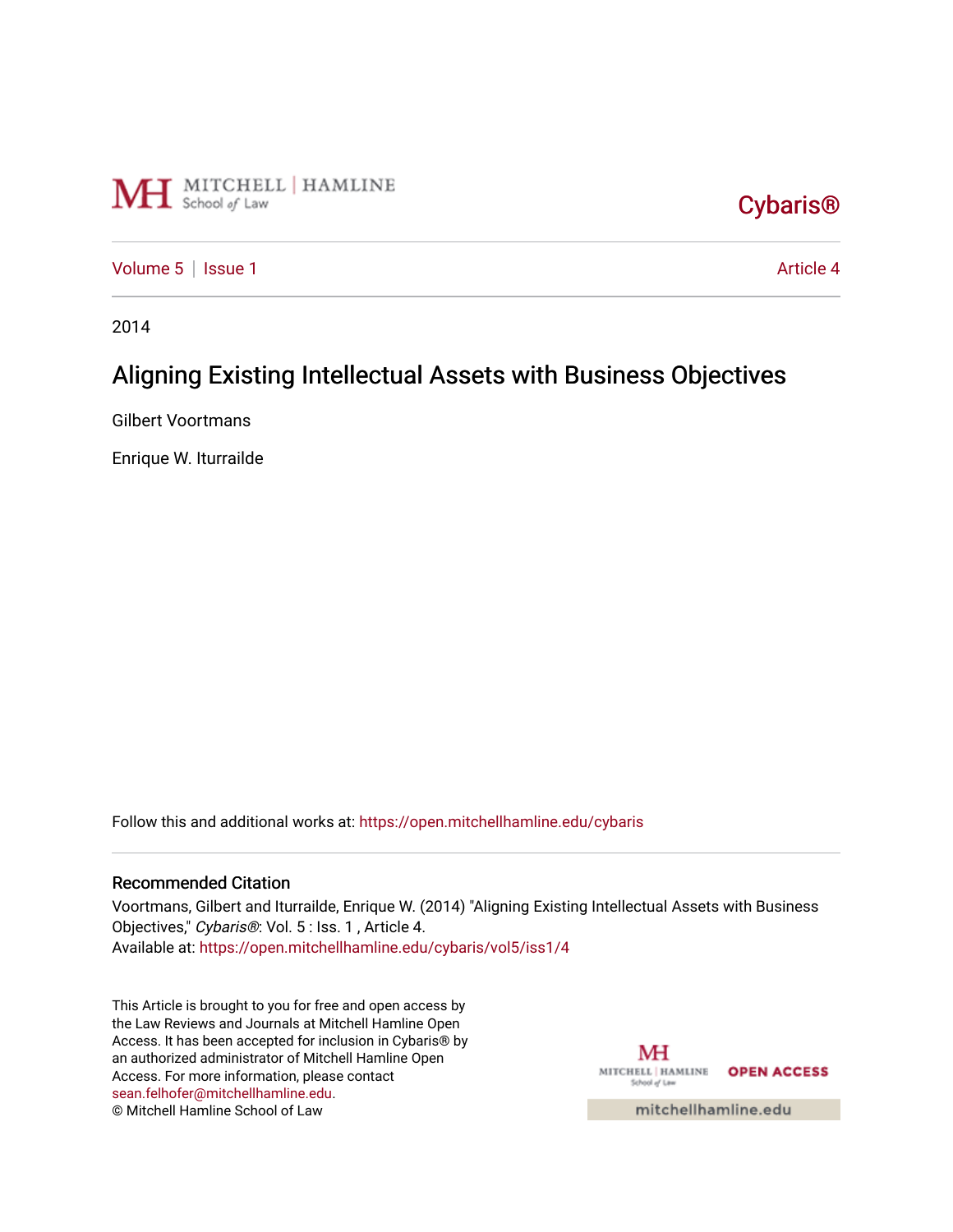MITCHELL | HAMLINE School of Law

Cybaris®

Volume 5 | Issue 1 Article 4

2014

# Aligning Existing Intellectual Assets with Business Objectives

Gilbert Voortmans

Enrique W. Iturrailde

Follow this and additional works at: https://open.mitchellhamline.edu/cybaris

## Recommended Citation

Voortmans, Gilbert and Iturrailde, Enrique W. (2014) "Aligning Existing Intellectual Assets with Business Objectives," *Cybaris®*: Vol. 5 : Iss. 1 , Article 4.
Available at: https://open.mitchellhamline.edu/cybaris/vol5/iss1/4

This Article is brought to you for free and open access by the Law Reviews and Journals at Mitchell Hamline Open Access. It has been accepted for inclusion in Cybaris® by an authorized administrator of Mitchell Hamline Open Access. For more information, please contact sean.felhofer@mitchellhamline.edu.
© Mitchell Hamline School of Law

MITCHELL | HAMLINE School of Law OPEN ACCESS

mitchellhamline.edu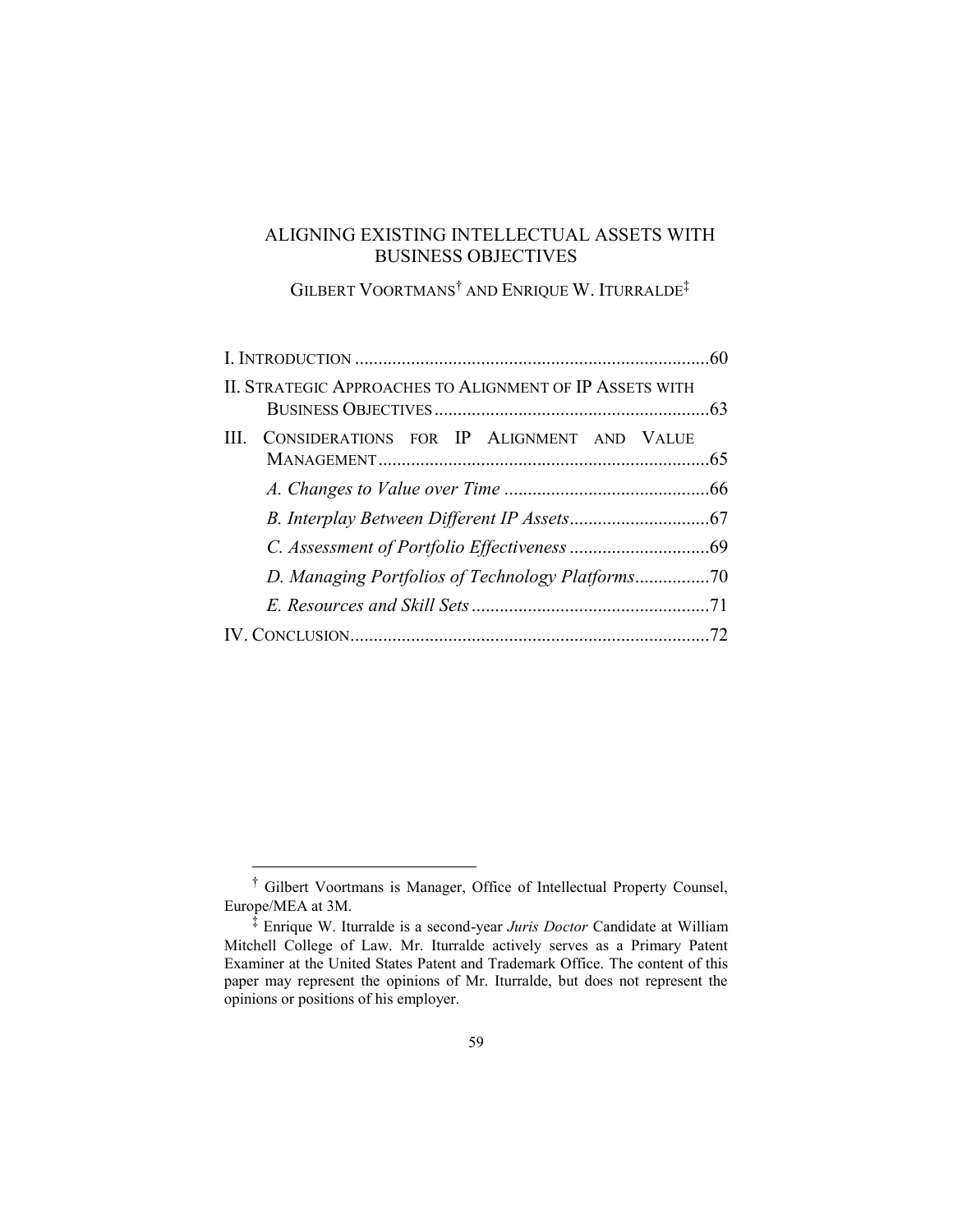# ALIGNING EXISTING INTELLECTUAL ASSETS WITH BUSINESS OBJECTIVES

GILBERT VOORTMANS[†] AND ENRIQUE W. ITURRALDE[‡]

I. INTRODUCTION ........................................................................60
II. STRATEGIC APPROACHES TO ALIGNMENT OF IP ASSETS WITH BUSINESS OBJECTIVES ........................................................63
III. CONSIDERATIONS FOR IP ALIGNMENT AND VALUE MANAGEMENT ....................................................................65
*A. Changes to Value over Time* ............................................66
*B. Interplay Between Different IP Assets* ..............................67
*C. Assessment of Portfolio Effectiveness* ..............................69
*D. Managing Portfolios of Technology Platforms* ................70
*E. Resources and Skill Sets* ..................................................71
IV. CONCLUSION..........................................................................72

[†] Gilbert Voortmans is Manager, Office of Intellectual Property Counsel, Europe/MEA at 3M.

[‡] Enrique W. Iturralde is a second-year *Juris Doctor* Candidate at William Mitchell College of Law. Mr. Iturralde actively serves as a Primary Patent Examiner at the United States Patent and Trademark Office. The content of this paper may represent the opinions of Mr. Iturralde, but does not represent the opinions or positions of his employer.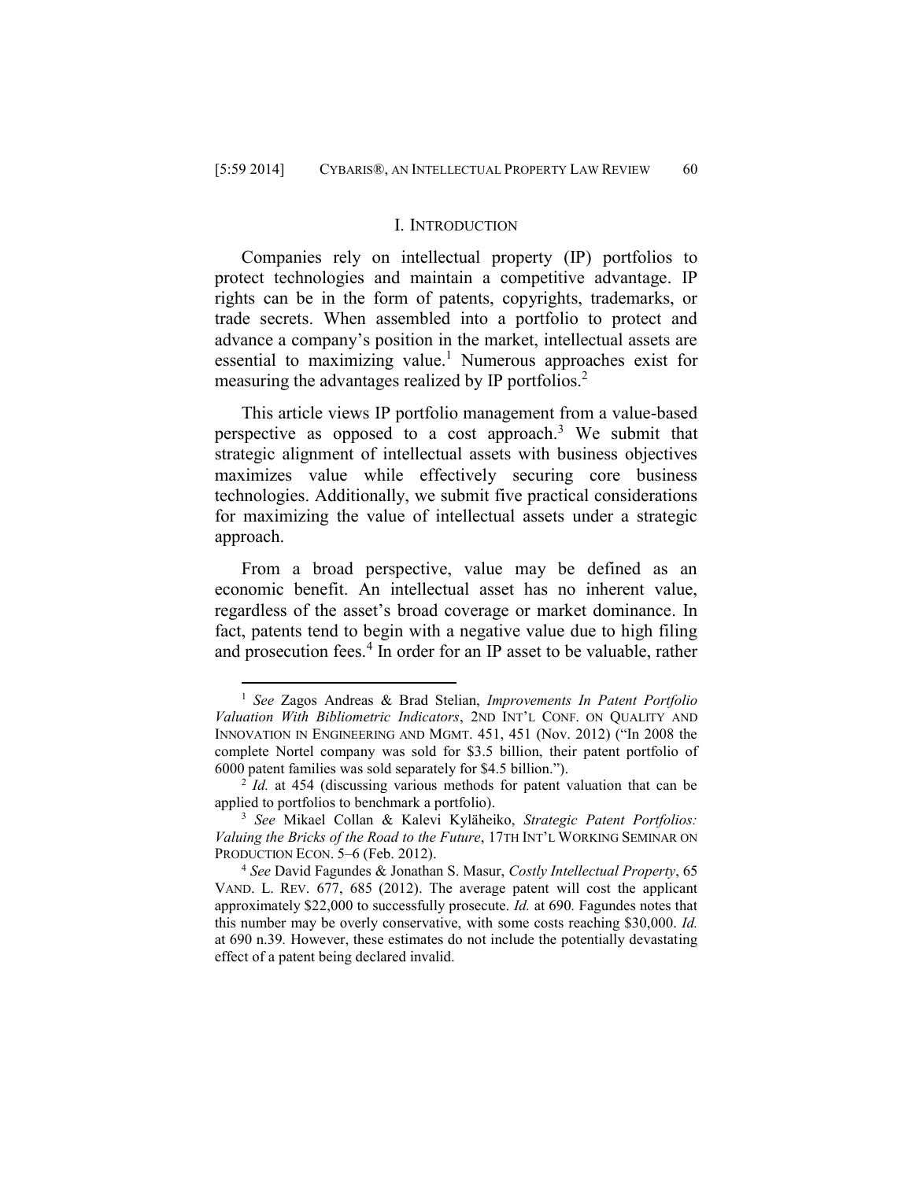## I. INTRODUCTION

Companies rely on intellectual property (IP) portfolios to protect technologies and maintain a competitive advantage. IP rights can be in the form of patents, copyrights, trademarks, or trade secrets. When assembled into a portfolio to protect and advance a company's position in the market, intellectual assets are essential to maximizing value.[1] Numerous approaches exist for measuring the advantages realized by IP portfolios.[2]

This article views IP portfolio management from a value-based perspective as opposed to a cost approach.[3] We submit that strategic alignment of intellectual assets with business objectives maximizes value while effectively securing core business technologies. Additionally, we submit five practical considerations for maximizing the value of intellectual assets under a strategic approach.

From a broad perspective, value may be defined as an economic benefit. An intellectual asset has no inherent value, regardless of the asset's broad coverage or market dominance. In fact, patents tend to begin with a negative value due to high filing and prosecution fees.[4] In order for an IP asset to be valuable, rather

---

[1] *See* Zagos Andreas & Brad Stelian, *Improvements In Patent Portfolio Valuation With Bibliometric Indicators*, 2ND INT'L CONF. ON QUALITY AND INNOVATION IN ENGINEERING AND MGMT. 451, 451 (Nov. 2012) ("In 2008 the complete Nortel company was sold for \$3.5 billion, their patent portfolio of 6000 patent families was sold separately for \$4.5 billion.").

[2] *Id.* at 454 (discussing various methods for patent valuation that can be applied to portfolios to benchmark a portfolio).

[3] *See* Mikael Collan & Kalevi Kyläheiko, *Strategic Patent Portfolios: Valuing the Bricks of the Road to the Future*, 17TH INT'L WORKING SEMINAR ON PRODUCTION ECON. 5–6 (Feb. 2012).

[4] *See* David Fagundes & Jonathan S. Masur, *Costly Intellectual Property*, 65 VAND. L. REV. 677, 685 (2012). The average patent will cost the applicant approximately \$22,000 to successfully prosecute. *Id.* at 690. Fagundes notes that this number may be overly conservative, with some costs reaching \$30,000. *Id.* at 690 n.39. However, these estimates do not include the potentially devastating effect of a patent being declared invalid.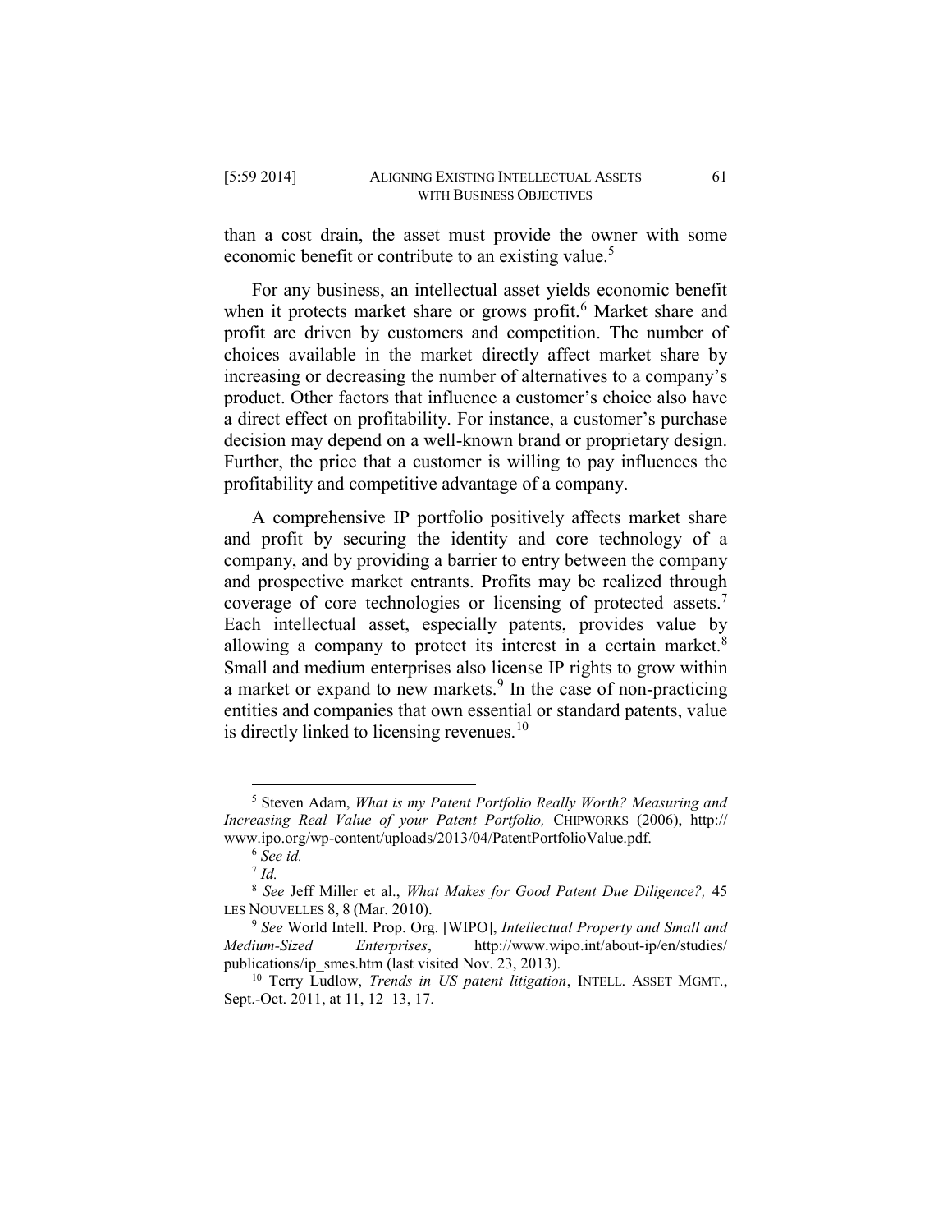than a cost drain, the asset must provide the owner with some economic benefit or contribute to an existing value.[5]

For any business, an intellectual asset yields economic benefit when it protects market share or grows profit.[6] Market share and profit are driven by customers and competition. The number of choices available in the market directly affect market share by increasing or decreasing the number of alternatives to a company's product. Other factors that influence a customer's choice also have a direct effect on profitability. For instance, a customer's purchase decision may depend on a well-known brand or proprietary design. Further, the price that a customer is willing to pay influences the profitability and competitive advantage of a company.

A comprehensive IP portfolio positively affects market share and profit by securing the identity and core technology of a company, and by providing a barrier to entry between the company and prospective market entrants. Profits may be realized through coverage of core technologies or licensing of protected assets.[7] Each intellectual asset, especially patents, provides value by allowing a company to protect its interest in a certain market.[8] Small and medium enterprises also license IP rights to grow within a market or expand to new markets.[9] In the case of non-practicing entities and companies that own essential or standard patents, value is directly linked to licensing revenues.[10]

---

[5] Steven Adam, *What is my Patent Portfolio Really Worth? Measuring and Increasing Real Value of your Patent Portfolio,* CHIPWORKS (2006), http://www.ipo.org/wp-content/uploads/2013/04/PatentPortfolioValue.pdf.

[6] *See id.*

[7] *Id.*

[8] *See* Jeff Miller et al., *What Makes for Good Patent Due Diligence?,* 45 LES NOUVELLES 8, 8 (Mar. 2010).

[9] *See* World Intell. Prop. Org. [WIPO], *Intellectual Property and Small and Medium-Sized Enterprises*, http://www.wipo.int/about-ip/en/studies/publications/ip_smes.htm (last visited Nov. 23, 2013).

[10] Terry Ludlow, *Trends in US patent litigation*, INTELL. ASSET MGMT., Sept.-Oct. 2011, at 11, 12–13, 17.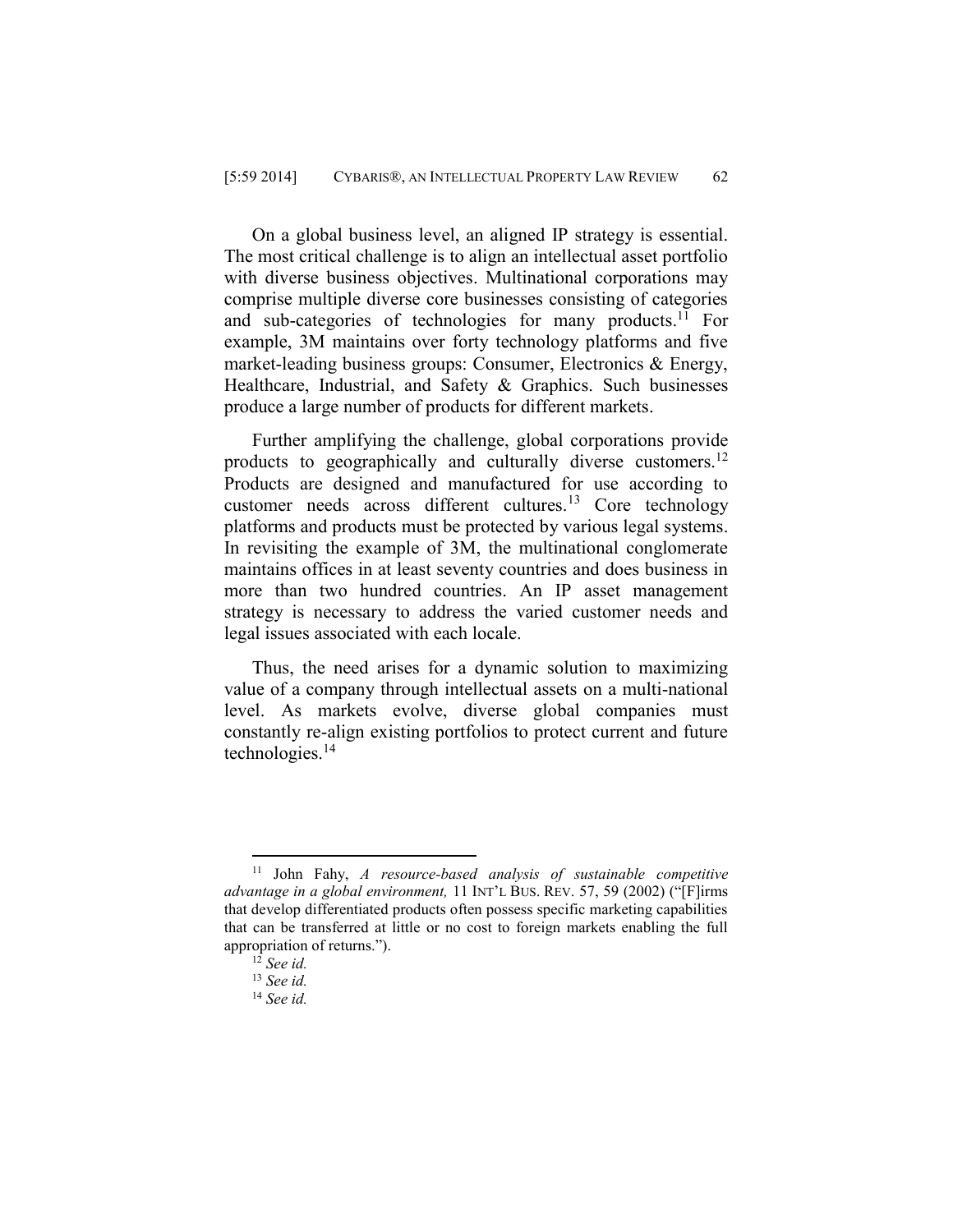On a global business level, an aligned IP strategy is essential. The most critical challenge is to align an intellectual asset portfolio with diverse business objectives. Multinational corporations may comprise multiple diverse core businesses consisting of categories and sub-categories of technologies for many products.[11] For example, 3M maintains over forty technology platforms and five market-leading business groups: Consumer, Electronics & Energy, Healthcare, Industrial, and Safety & Graphics. Such businesses produce a large number of products for different markets.

Further amplifying the challenge, global corporations provide products to geographically and culturally diverse customers.[12] Products are designed and manufactured for use according to customer needs across different cultures.[13] Core technology platforms and products must be protected by various legal systems. In revisiting the example of 3M, the multinational conglomerate maintains offices in at least seventy countries and does business in more than two hundred countries. An IP asset management strategy is necessary to address the varied customer needs and legal issues associated with each locale.

Thus, the need arises for a dynamic solution to maximizing value of a company through intellectual assets on a multi-national level. As markets evolve, diverse global companies must constantly re-align existing portfolios to protect current and future technologies.[14]

---

[11] John Fahy, *A resource-based analysis of sustainable competitive advantage in a global environment,* 11 INT'L BUS. REV. 57, 59 (2002) ("[F]irms that develop differentiated products often possess specific marketing capabilities that can be transferred at little or no cost to foreign markets enabling the full appropriation of returns.").

[12] *See id.*

[13] *See id.*

[14] *See id.*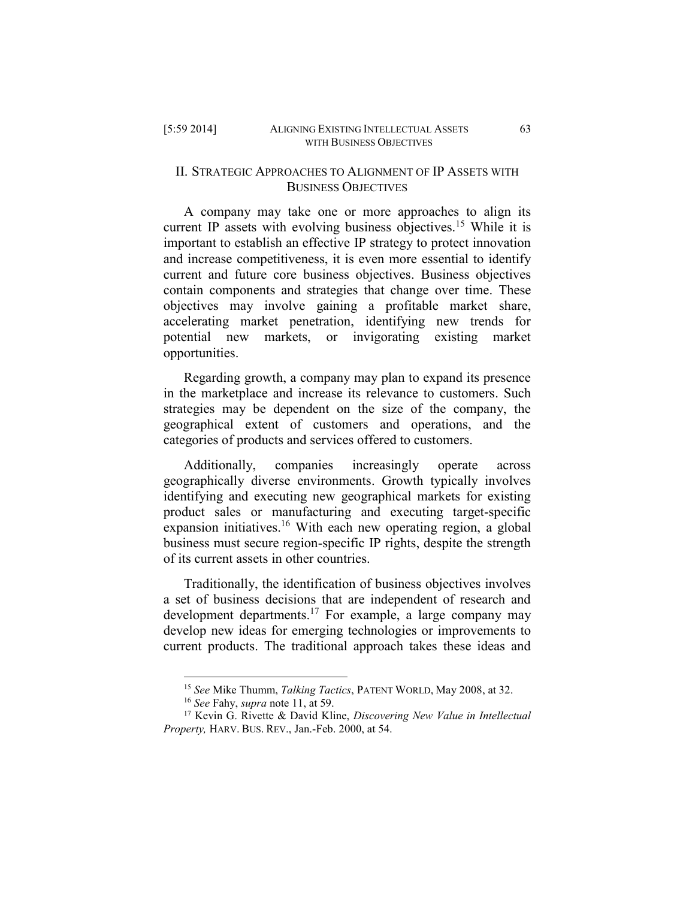## II. Strategic Approaches to Alignment of IP Assets with Business Objectives

A company may take one or more approaches to align its current IP assets with evolving business objectives.[15] While it is important to establish an effective IP strategy to protect innovation and increase competitiveness, it is even more essential to identify current and future core business objectives. Business objectives contain components and strategies that change over time. These objectives may involve gaining a profitable market share, accelerating market penetration, identifying new trends for potential new markets, or invigorating existing market opportunities.

Regarding growth, a company may plan to expand its presence in the marketplace and increase its relevance to customers. Such strategies may be dependent on the size of the company, the geographical extent of customers and operations, and the categories of products and services offered to customers.

Additionally, companies increasingly operate across geographically diverse environments. Growth typically involves identifying and executing new geographical markets for existing product sales or manufacturing and executing target-specific expansion initiatives.[16] With each new operating region, a global business must secure region-specific IP rights, despite the strength of its current assets in other countries.

Traditionally, the identification of business objectives involves a set of business decisions that are independent of research and development departments.[17] For example, a large company may develop new ideas for emerging technologies or improvements to current products. The traditional approach takes these ideas and

---

[15] *See* Mike Thumm, *Talking Tactics*, PATENT WORLD, May 2008, at 32.

[16] *See* Fahy, *supra* note 11, at 59.

[17] Kevin G. Rivette & David Kline, *Discovering New Value in Intellectual Property,* HARV. BUS. REV., Jan.-Feb. 2000, at 54.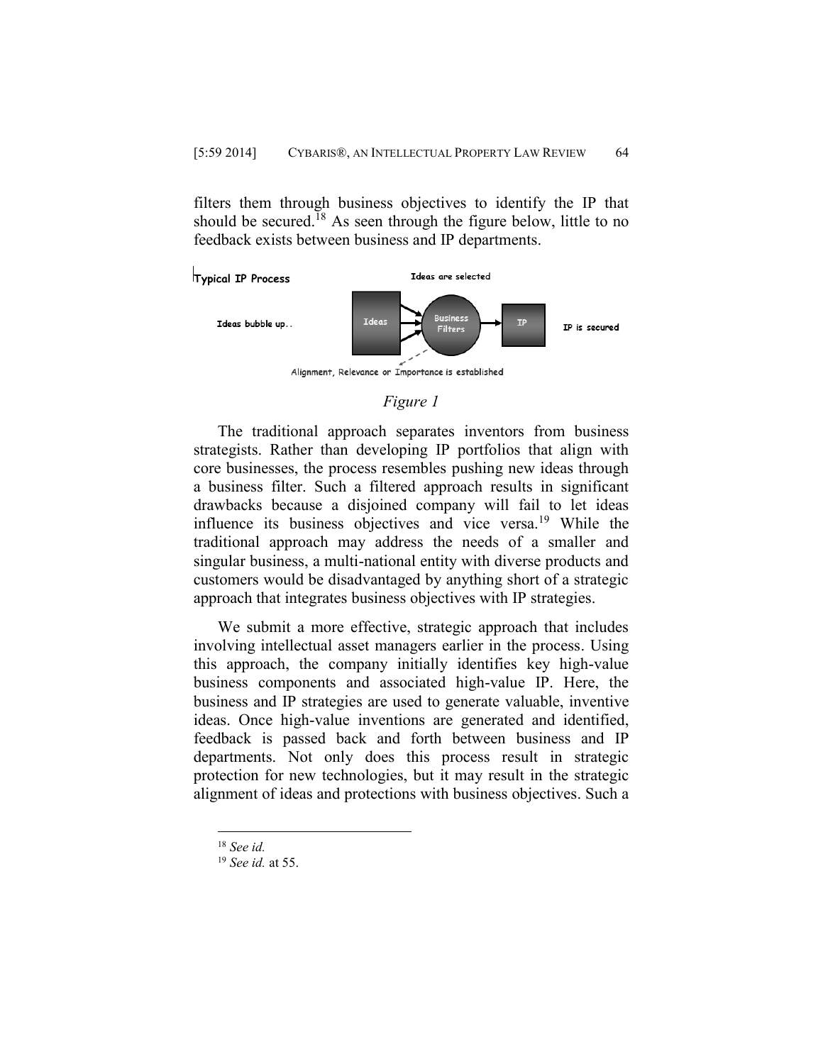filters them through business objectives to identify the IP that should be secured.[18] As seen through the figure below, little to no feedback exists between business and IP departments.

Typical IP Process

Ideas are selected

Ideas bubble up..

Ideas

Business Filters

IP

IP is secured

Alignment, Relevance or Importance is established

*Figure 1*

The traditional approach separates inventors from business strategists. Rather than developing IP portfolios that align with core businesses, the process resembles pushing new ideas through a business filter. Such a filtered approach results in significant drawbacks because a disjoined company will fail to let ideas influence its business objectives and vice versa.[19] While the traditional approach may address the needs of a smaller and singular business, a multi-national entity with diverse products and customers would be disadvantaged by anything short of a strategic approach that integrates business objectives with IP strategies.

We submit a more effective, strategic approach that includes involving intellectual asset managers earlier in the process. Using this approach, the company initially identifies key high-value business components and associated high-value IP. Here, the business and IP strategies are used to generate valuable, inventive ideas. Once high-value inventions are generated and identified, feedback is passed back and forth between business and IP departments. Not only does this process result in strategic protection for new technologies, but it may result in the strategic alignment of ideas and protections with business objectives. Such a

[18] *See id.*

[19] *See id.* at 55.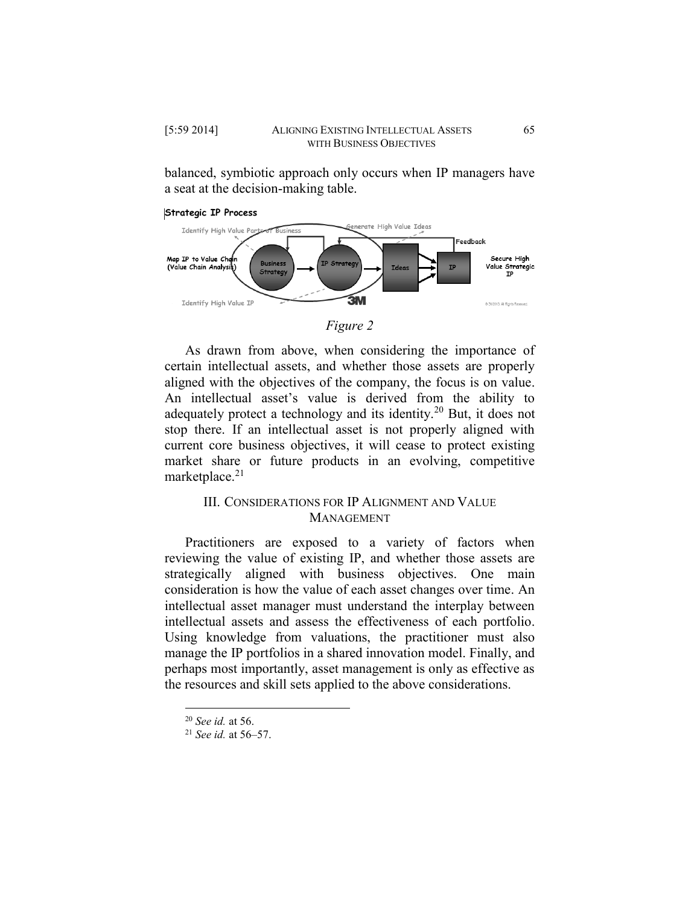balanced, symbiotic approach only occurs when IP managers have a seat at the decision-making table.

Strategic IP Process

Identify High Value Parts of Business

Generate High Value Ideas

Feedback

Map IP to Value Chain (Value Chain Analysis)

Business Strategy

IP Strategy

Ideas

IP

Secure High Value Strategic IP

Identify High Value IP

3M

*Figure 2*

As drawn from above, when considering the importance of certain intellectual assets, and whether those assets are properly aligned with the objectives of the company, the focus is on value. An intellectual asset's value is derived from the ability to adequately protect a technology and its identity.[20] But, it does not stop there. If an intellectual asset is not properly aligned with current core business objectives, it will cease to protect existing market share or future products in an evolving, competitive marketplace.[21]

## III. Considerations for IP Alignment and Value Management

Practitioners are exposed to a variety of factors when reviewing the value of existing IP, and whether those assets are strategically aligned with business objectives. One main consideration is how the value of each asset changes over time. An intellectual asset manager must understand the interplay between intellectual assets and assess the effectiveness of each portfolio. Using knowledge from valuations, the practitioner must also manage the IP portfolios in a shared innovation model. Finally, and perhaps most importantly, asset management is only as effective as the resources and skill sets applied to the above considerations.

---

[20] *See id.* at 56.

[21] *See id.* at 56–57.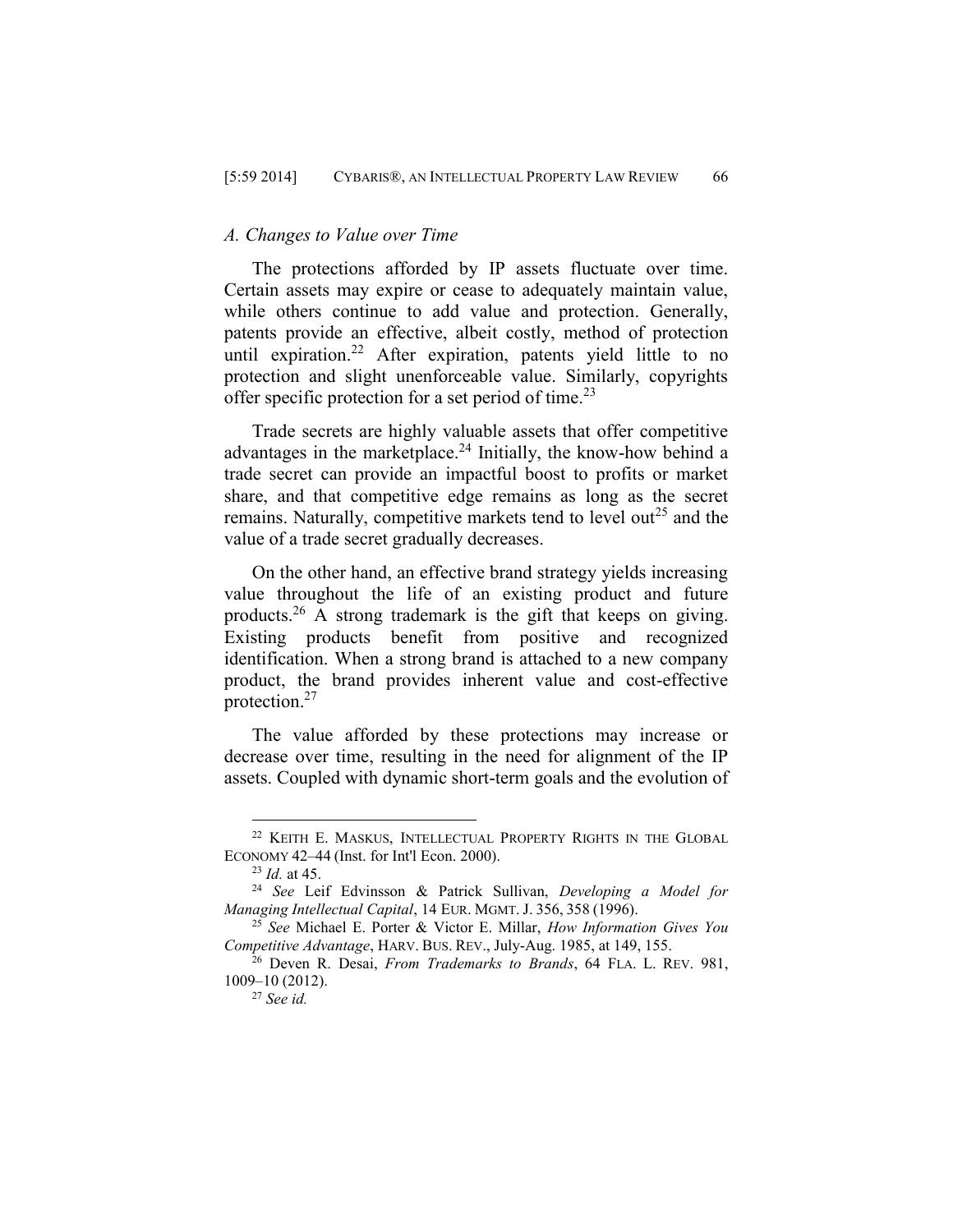### *A. Changes to Value over Time*

The protections afforded by IP assets fluctuate over time. Certain assets may expire or cease to adequately maintain value, while others continue to add value and protection. Generally, patents provide an effective, albeit costly, method of protection until expiration.[22] After expiration, patents yield little to no protection and slight unenforceable value. Similarly, copyrights offer specific protection for a set period of time.[23]

Trade secrets are highly valuable assets that offer competitive advantages in the marketplace.[24] Initially, the know-how behind a trade secret can provide an impactful boost to profits or market share, and that competitive edge remains as long as the secret remains. Naturally, competitive markets tend to level out[25] and the value of a trade secret gradually decreases.

On the other hand, an effective brand strategy yields increasing value throughout the life of an existing product and future products.[26] A strong trademark is the gift that keeps on giving. Existing products benefit from positive and recognized identification. When a strong brand is attached to a new company product, the brand provides inherent value and cost-effective protection.[27]

The value afforded by these protections may increase or decrease over time, resulting in the need for alignment of the IP assets. Coupled with dynamic short-term goals and the evolution of

---

[22] KEITH E. MASKUS, INTELLECTUAL PROPERTY RIGHTS IN THE GLOBAL ECONOMY 42–44 (Inst. for Int'l Econ. 2000).

[23] *Id.* at 45.

[24] *See* Leif Edvinsson & Patrick Sullivan, *Developing a Model for Managing Intellectual Capital*, 14 EUR. MGMT. J. 356, 358 (1996).

[25] *See* Michael E. Porter & Victor E. Millar, *How Information Gives You Competitive Advantage*, HARV. BUS. REV., July-Aug. 1985, at 149, 155.

[26] Deven R. Desai, *From Trademarks to Brands*, 64 FLA. L. REV. 981, 1009–10 (2012).

[27] *See id.*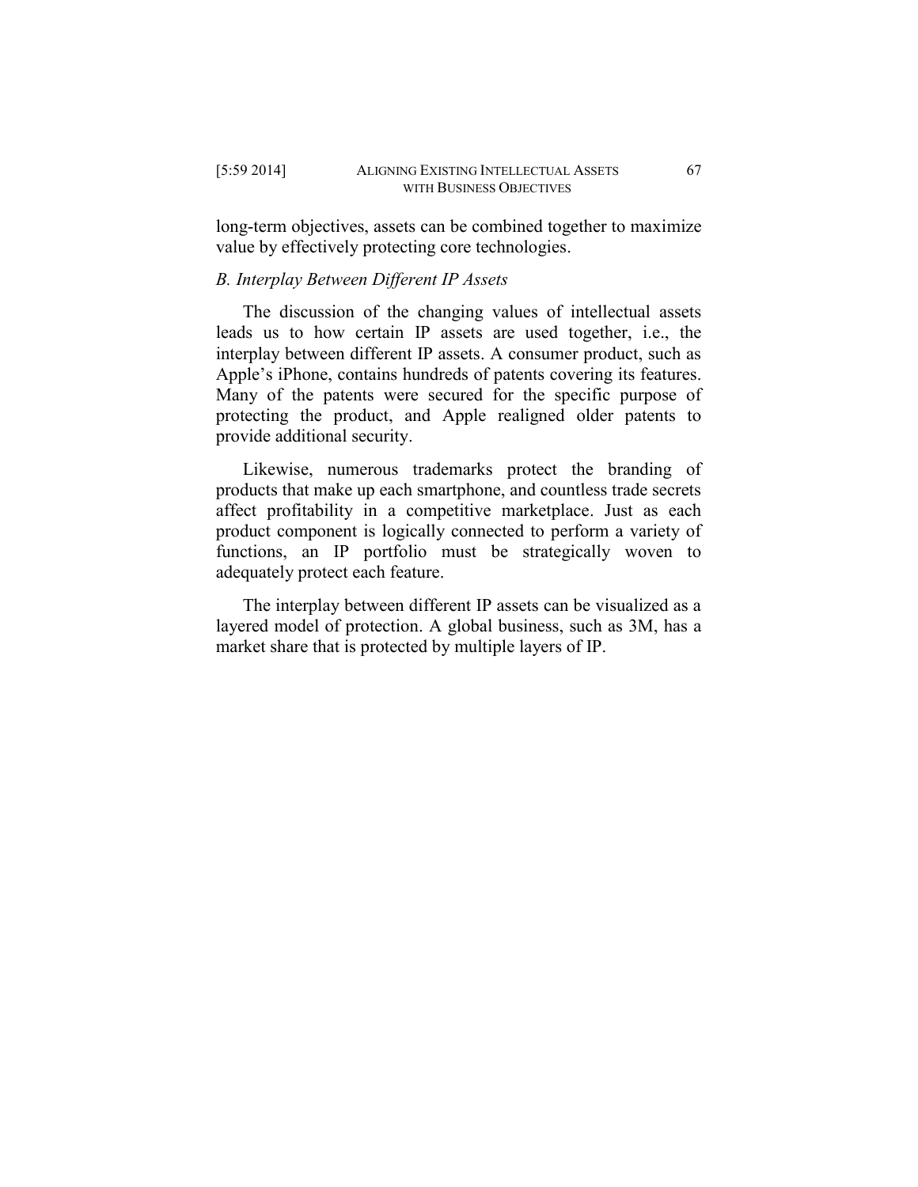long-term objectives, assets can be combined together to maximize value by effectively protecting core technologies.

### *B. Interplay Between Different IP Assets*

The discussion of the changing values of intellectual assets leads us to how certain IP assets are used together, i.e., the interplay between different IP assets. A consumer product, such as Apple's iPhone, contains hundreds of patents covering its features. Many of the patents were secured for the specific purpose of protecting the product, and Apple realigned older patents to provide additional security.

Likewise, numerous trademarks protect the branding of products that make up each smartphone, and countless trade secrets affect profitability in a competitive marketplace. Just as each product component is logically connected to perform a variety of functions, an IP portfolio must be strategically woven to adequately protect each feature.

The interplay between different IP assets can be visualized as a layered model of protection. A global business, such as 3M, has a market share that is protected by multiple layers of IP.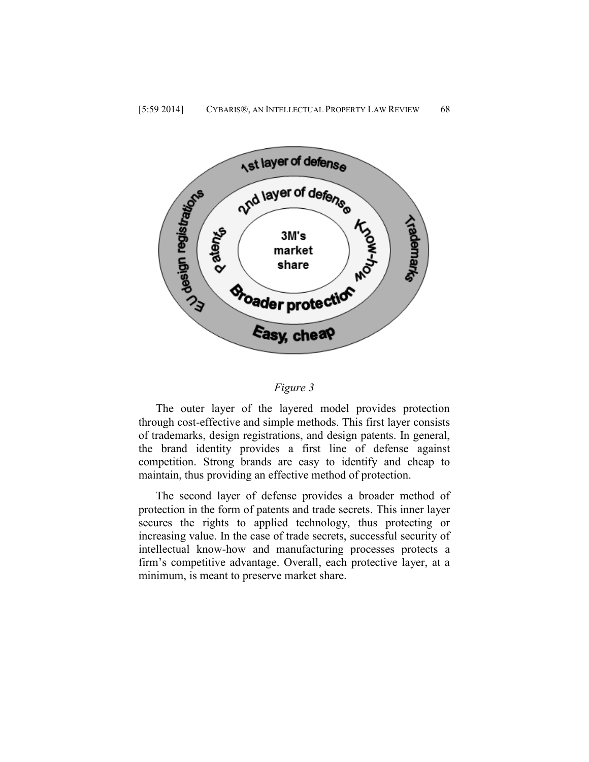1st layer of defense

2nd layer of defense

EU design registrations

Trademarks

Patents

Know-how

3M's market share

Broader protection

Easy, cheap

*Figure 3*

The outer layer of the layered model provides protection through cost-effective and simple methods. This first layer consists of trademarks, design registrations, and design patents. In general, the brand identity provides a first line of defense against competition. Strong brands are easy to identify and cheap to maintain, thus providing an effective method of protection.

The second layer of defense provides a broader method of protection in the form of patents and trade secrets. This inner layer secures the rights to applied technology, thus protecting or increasing value. In the case of trade secrets, successful security of intellectual know-how and manufacturing processes protects a firm's competitive advantage. Overall, each protective layer, at a minimum, is meant to preserve market share.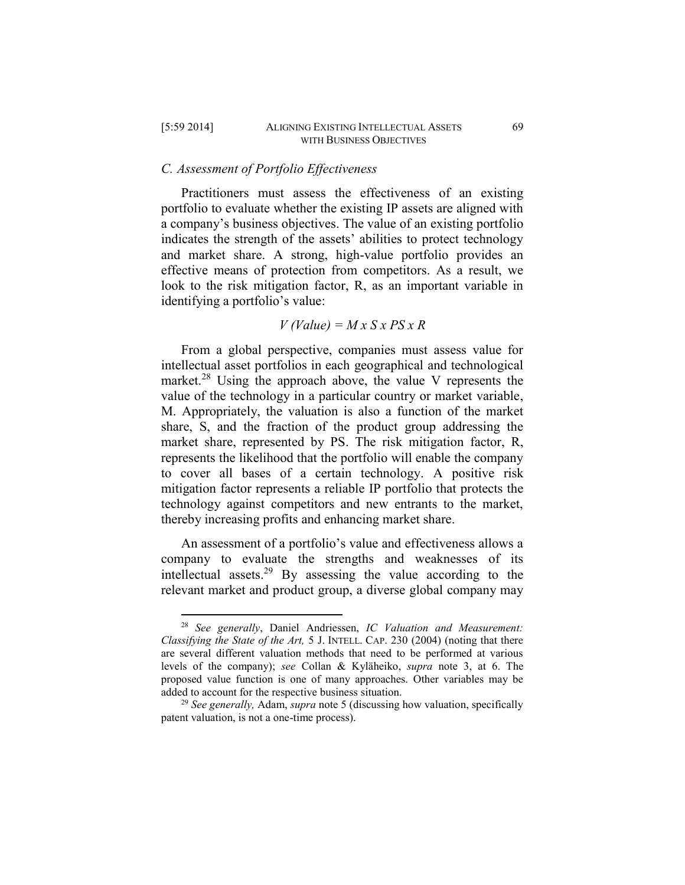### *C. Assessment of Portfolio Effectiveness*

Practitioners must assess the effectiveness of an existing portfolio to evaluate whether the existing IP assets are aligned with a company's business objectives. The value of an existing portfolio indicates the strength of the assets' abilities to protect technology and market share. A strong, high-value portfolio provides an effective means of protection from competitors. As a result, we look to the risk mitigation factor, R, as an important variable in identifying a portfolio's value:

$$V\ (Value) = M \times S \times PS \times R$$

From a global perspective, companies must assess value for intellectual asset portfolios in each geographical and technological market.[28] Using the approach above, the value V represents the value of the technology in a particular country or market variable, M. Appropriately, the valuation is also a function of the market share, S, and the fraction of the product group addressing the market share, represented by PS. The risk mitigation factor, R, represents the likelihood that the portfolio will enable the company to cover all bases of a certain technology. A positive risk mitigation factor represents a reliable IP portfolio that protects the technology against competitors and new entrants to the market, thereby increasing profits and enhancing market share.

An assessment of a portfolio's value and effectiveness allows a company to evaluate the strengths and weaknesses of its intellectual assets.[29] By assessing the value according to the relevant market and product group, a diverse global company may

---

[28] *See generally*, Daniel Andriessen, *IC Valuation and Measurement: Classifying the State of the Art,* 5 J. INTELL. CAP. 230 (2004) (noting that there are several different valuation methods that need to be performed at various levels of the company); *see* Collan & Kyläheiko, *supra* note 3, at 6. The proposed value function is one of many approaches. Other variables may be added to account for the respective business situation.

[29] *See generally,* Adam, *supra* note 5 (discussing how valuation, specifically patent valuation, is not a one-time process).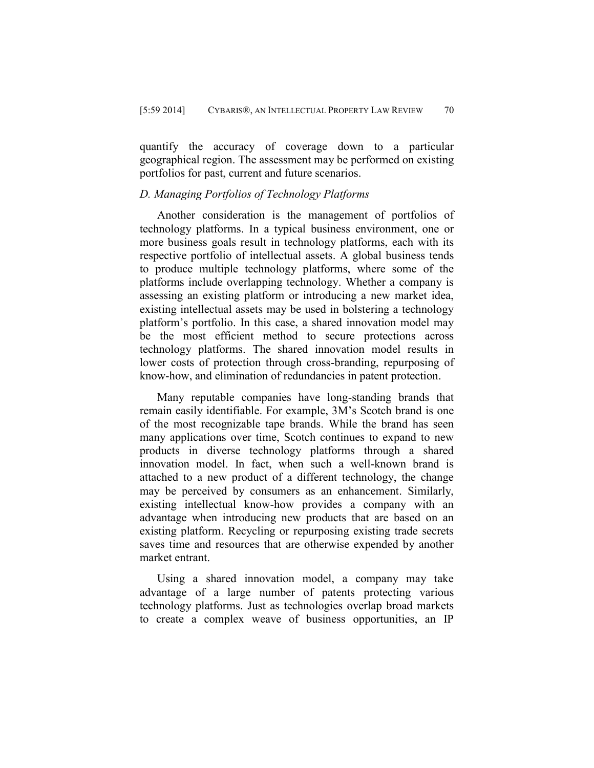quantify the accuracy of coverage down to a particular geographical region. The assessment may be performed on existing portfolios for past, current and future scenarios.

### *D. Managing Portfolios of Technology Platforms*

Another consideration is the management of portfolios of technology platforms. In a typical business environment, one or more business goals result in technology platforms, each with its respective portfolio of intellectual assets. A global business tends to produce multiple technology platforms, where some of the platforms include overlapping technology. Whether a company is assessing an existing platform or introducing a new market idea, existing intellectual assets may be used in bolstering a technology platform's portfolio. In this case, a shared innovation model may be the most efficient method to secure protections across technology platforms. The shared innovation model results in lower costs of protection through cross-branding, repurposing of know-how, and elimination of redundancies in patent protection.

Many reputable companies have long-standing brands that remain easily identifiable. For example, 3M's Scotch brand is one of the most recognizable tape brands. While the brand has seen many applications over time, Scotch continues to expand to new products in diverse technology platforms through a shared innovation model. In fact, when such a well-known brand is attached to a new product of a different technology, the change may be perceived by consumers as an enhancement. Similarly, existing intellectual know-how provides a company with an advantage when introducing new products that are based on an existing platform. Recycling or repurposing existing trade secrets saves time and resources that are otherwise expended by another market entrant.

Using a shared innovation model, a company may take advantage of a large number of patents protecting various technology platforms. Just as technologies overlap broad markets to create a complex weave of business opportunities, an IP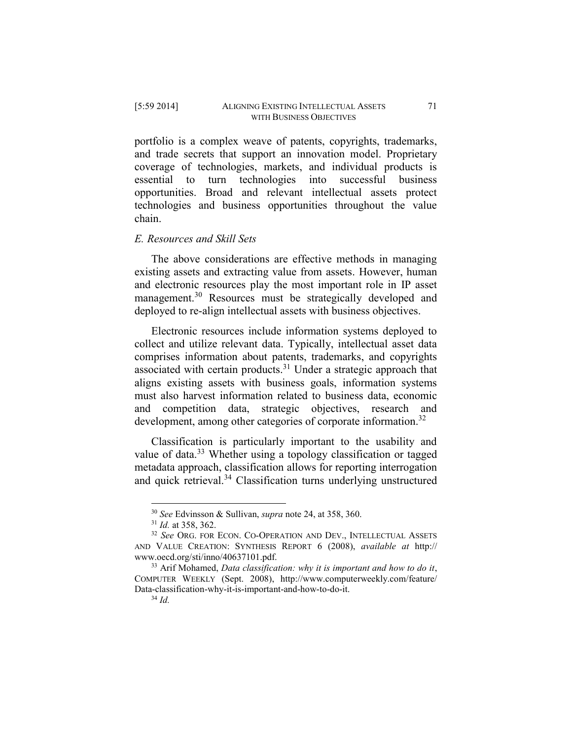portfolio is a complex weave of patents, copyrights, trademarks, and trade secrets that support an innovation model. Proprietary coverage of technologies, markets, and individual products is essential to turn technologies into successful business opportunities. Broad and relevant intellectual assets protect technologies and business opportunities throughout the value chain.

### *E. Resources and Skill Sets*

The above considerations are effective methods in managing existing assets and extracting value from assets. However, human and electronic resources play the most important role in IP asset management.[30] Resources must be strategically developed and deployed to re-align intellectual assets with business objectives.

Electronic resources include information systems deployed to collect and utilize relevant data. Typically, intellectual asset data comprises information about patents, trademarks, and copyrights associated with certain products.[31] Under a strategic approach that aligns existing assets with business goals, information systems must also harvest information related to business data, economic and competition data, strategic objectives, research and development, among other categories of corporate information.[32]

Classification is particularly important to the usability and value of data.[33] Whether using a topology classification or tagged metadata approach, classification allows for reporting interrogation and quick retrieval.[34] Classification turns underlying unstructured

---

[30] *See* Edvinsson & Sullivan, *supra* note 24, at 358, 360.

[31] *Id.* at 358, 362.

[32] *See* ORG. FOR ECON. CO-OPERATION AND DEV., INTELLECTUAL ASSETS AND VALUE CREATION: SYNTHESIS REPORT 6 (2008), *available at* http://www.oecd.org/sti/inno/40637101.pdf.

[33] Arif Mohamed, *Data classification: why it is important and how to do it*, COMPUTER WEEKLY (Sept. 2008), http://www.computerweekly.com/feature/Data-classification-why-it-is-important-and-how-to-do-it.

[34] *Id.*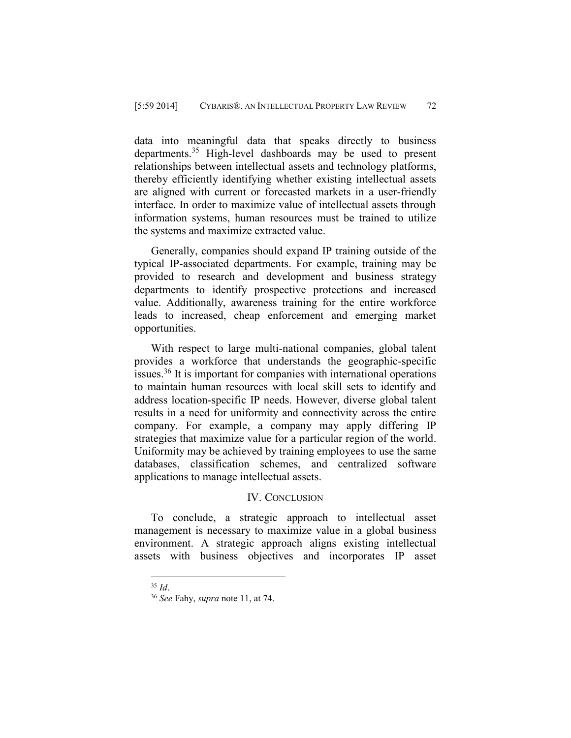data into meaningful data that speaks directly to business departments.[35] High-level dashboards may be used to present relationships between intellectual assets and technology platforms, thereby efficiently identifying whether existing intellectual assets are aligned with current or forecasted markets in a user-friendly interface. In order to maximize value of intellectual assets through information systems, human resources must be trained to utilize the systems and maximize extracted value.

Generally, companies should expand IP training outside of the typical IP-associated departments. For example, training may be provided to research and development and business strategy departments to identify prospective protections and increased value. Additionally, awareness training for the entire workforce leads to increased, cheap enforcement and emerging market opportunities.

With respect to large multi-national companies, global talent provides a workforce that understands the geographic-specific issues.[36] It is important for companies with international operations to maintain human resources with local skill sets to identify and address location-specific IP needs. However, diverse global talent results in a need for uniformity and connectivity across the entire company. For example, a company may apply differing IP strategies that maximize value for a particular region of the world. Uniformity may be achieved by training employees to use the same databases, classification schemes, and centralized software applications to manage intellectual assets.

## IV. Conclusion

To conclude, a strategic approach to intellectual asset management is necessary to maximize value in a global business environment. A strategic approach aligns existing intellectual assets with business objectives and incorporates IP asset

---

[35] *Id*.

[36] *See* Fahy, *supra* note 11, at 74.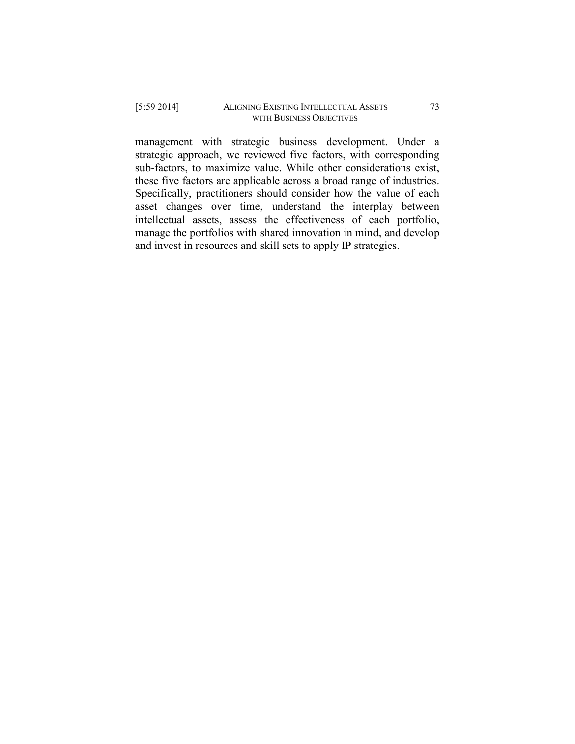management with strategic business development. Under a strategic approach, we reviewed five factors, with corresponding sub-factors, to maximize value. While other considerations exist, these five factors are applicable across a broad range of industries. Specifically, practitioners should consider how the value of each asset changes over time, understand the interplay between intellectual assets, assess the effectiveness of each portfolio, manage the portfolios with shared innovation in mind, and develop and invest in resources and skill sets to apply IP strategies.